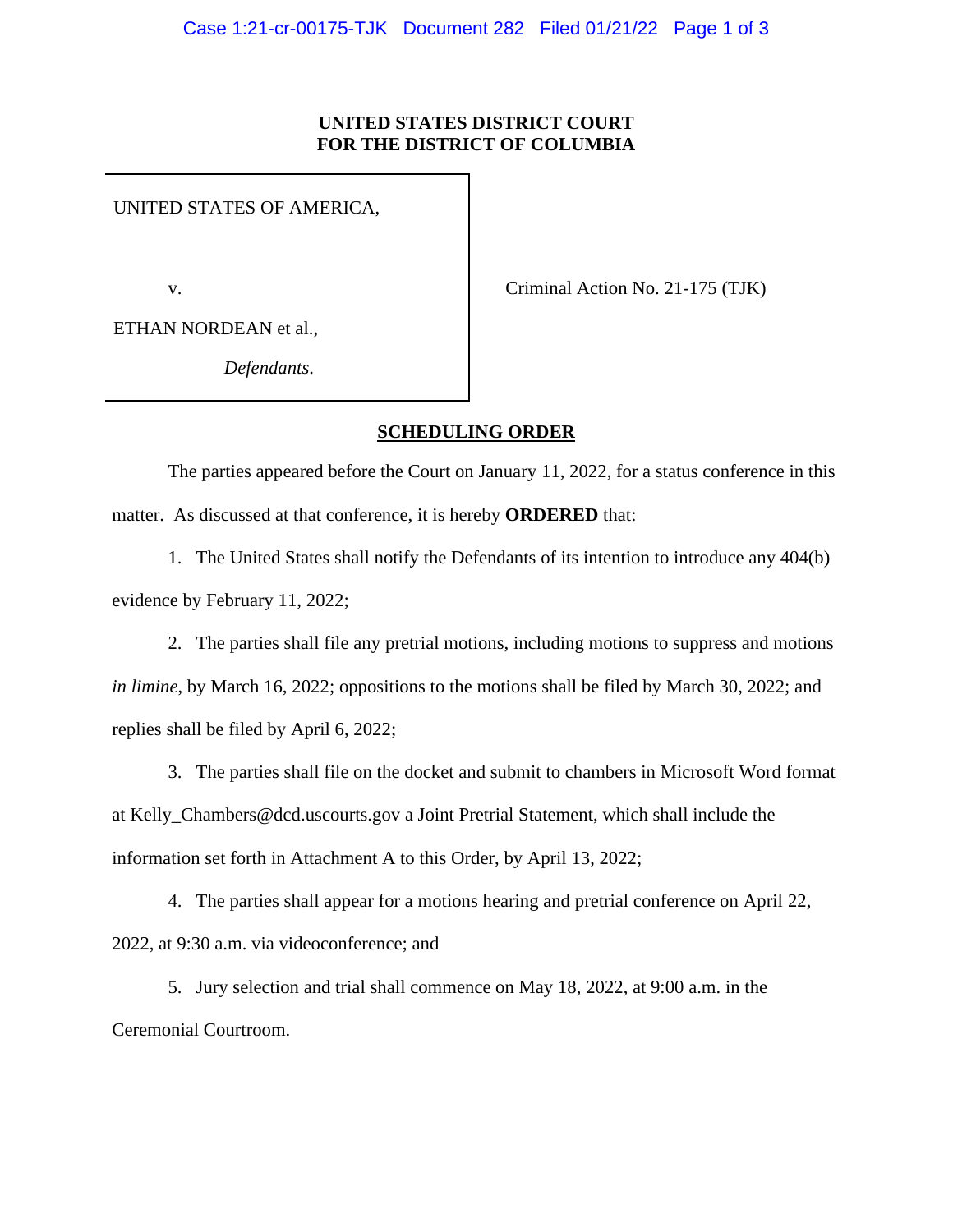**UNITED STATES DISTRICT COURT**
**FOR THE DISTRICT OF COLUMBIA**

| | |
|---|---|
| UNITED STATES OF AMERICA,<br><br>v.<br><br>ETHAN NORDEAN et al.,<br><br>*Defendants*. | Criminal Action No. 21-175 (TJK) |

**SCHEDULING ORDER**

The parties appeared before the Court on January 11, 2022, for a status conference in this matter. As discussed at that conference, it is hereby **ORDERED** that:

1. The United States shall notify the Defendants of its intention to introduce any 404(b) evidence by February 11, 2022;

2. The parties shall file any pretrial motions, including motions to suppress and motions *in limine*, by March 16, 2022; oppositions to the motions shall be filed by March 30, 2022; and replies shall be filed by April 6, 2022;

3. The parties shall file on the docket and submit to chambers in Microsoft Word format at Kelly_Chambers@dcd.uscourts.gov a Joint Pretrial Statement, which shall include the information set forth in Attachment A to this Order, by April 13, 2022;

4. The parties shall appear for a motions hearing and pretrial conference on April 22, 2022, at 9:30 a.m. via videoconference; and

5. Jury selection and trial shall commence on May 18, 2022, at 9:00 a.m. in the Ceremonial Courtroom.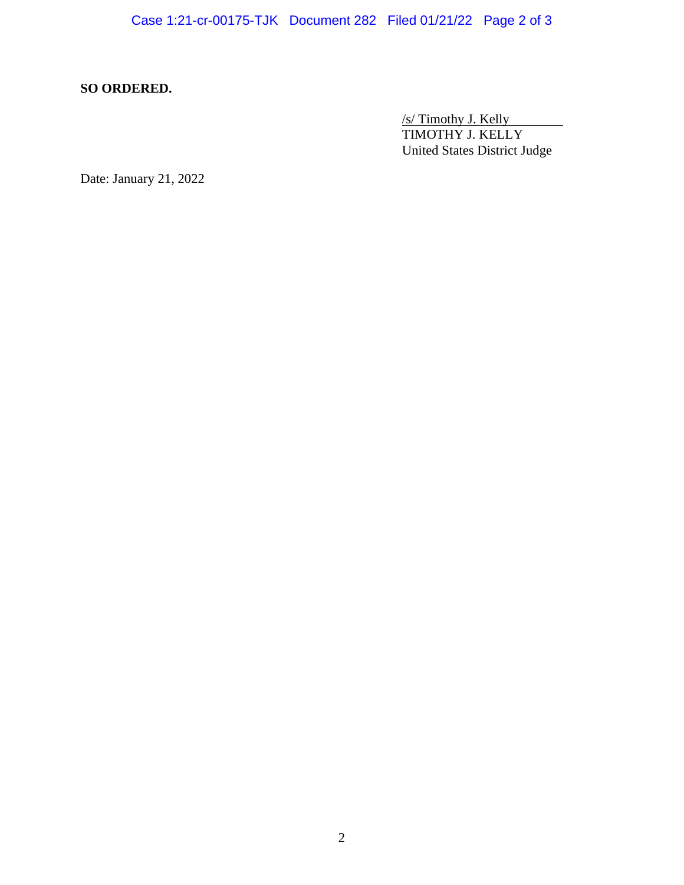**SO ORDERED.**

/s/ Timothy J. Kelly
TIMOTHY J. KELLY
United States District Judge

Date: January 21, 2022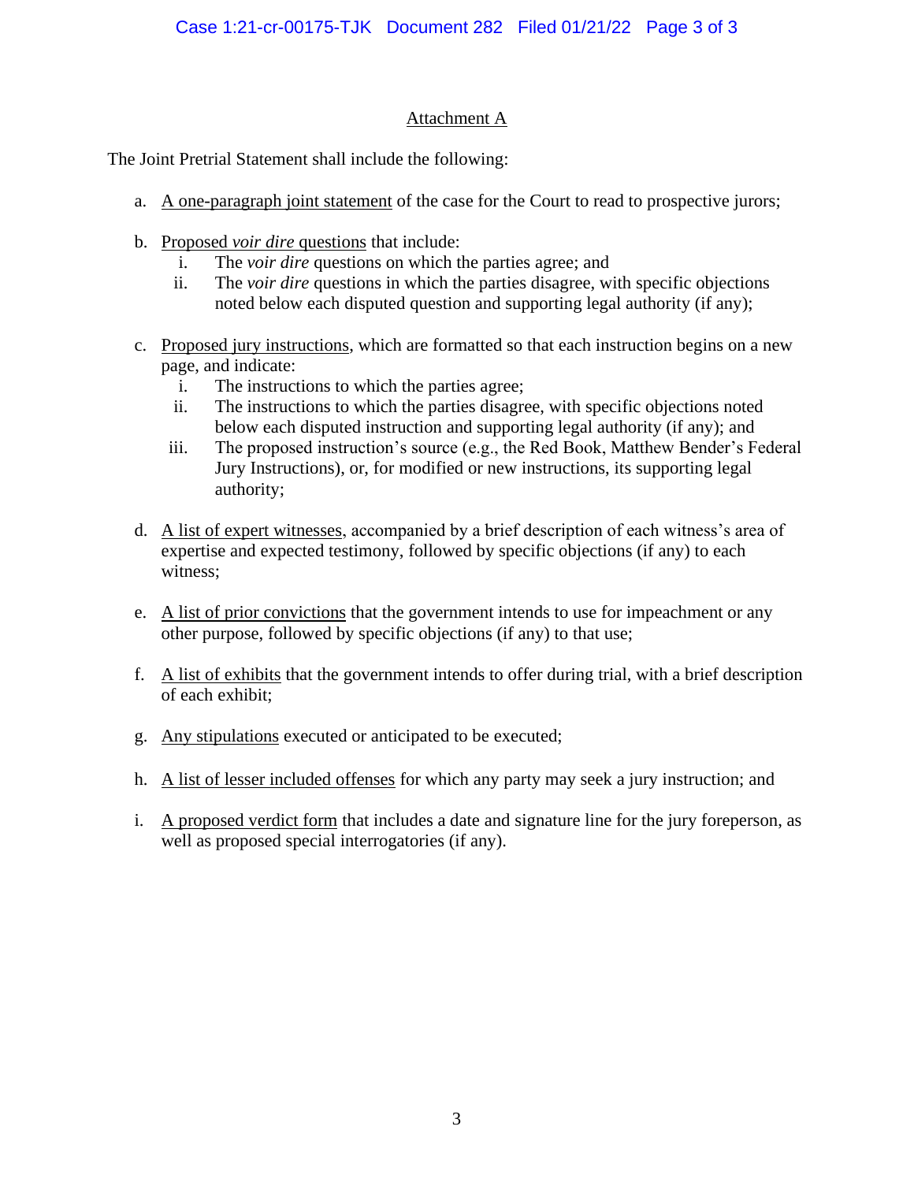## Attachment A

The Joint Pretrial Statement shall include the following:

a. A one-paragraph joint statement of the case for the Court to read to prospective jurors;

b. Proposed *voir dire* questions that include:
   i. The *voir dire* questions on which the parties agree; and
   ii. The *voir dire* questions in which the parties disagree, with specific objections noted below each disputed question and supporting legal authority (if any);

c. Proposed jury instructions, which are formatted so that each instruction begins on a new page, and indicate:
   i. The instructions to which the parties agree;
   ii. The instructions to which the parties disagree, with specific objections noted below each disputed instruction and supporting legal authority (if any); and
   iii. The proposed instruction's source (e.g., the Red Book, Matthew Bender's Federal Jury Instructions), or, for modified or new instructions, its supporting legal authority;

d. A list of expert witnesses, accompanied by a brief description of each witness's area of expertise and expected testimony, followed by specific objections (if any) to each witness;

e. A list of prior convictions that the government intends to use for impeachment or any other purpose, followed by specific objections (if any) to that use;

f. A list of exhibits that the government intends to offer during trial, with a brief description of each exhibit;

g. Any stipulations executed or anticipated to be executed;

h. A list of lesser included offenses for which any party may seek a jury instruction; and

i. A proposed verdict form that includes a date and signature line for the jury foreperson, as well as proposed special interrogatories (if any).